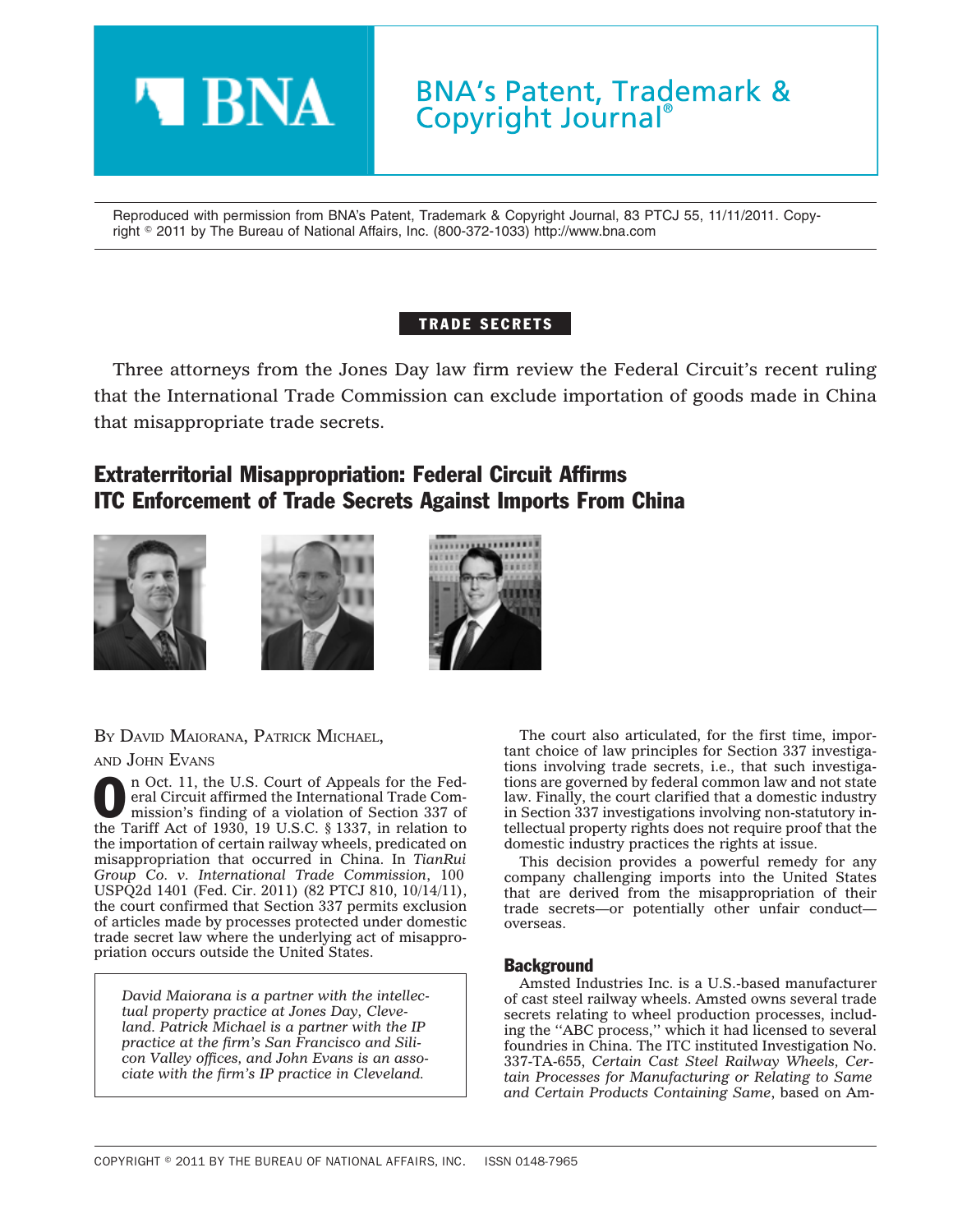# BNA's Patent, Trademark & Copyright Journal®

Reproduced with permission from BNA's Patent, Trademark & Copyright Journal, 83 PTCJ 55, 11/11/2011. Copyright © 2011 by The Bureau of National Affairs, Inc. (800-372-1033) http://www.bna.com

**TRADE SECRETS**

Three attorneys from the Jones Day law firm review the Federal Circuit's recent ruling that the International Trade Commission can exclude importation of goods made in China that misappropriate trade secrets.

## Extraterritorial Misappropriation: Federal Circuit Affirms ITC Enforcement of Trade Secrets Against Imports From China

BY DAVID MAIORANA, PATRICK MICHAEL, AND JOHN EVANS

On Oct. 11, the U.S. Court of Appeals for the Federal Circuit affirmed the International Trade Commission's finding of a violation of Section 337 of the Tariff Act of 1930, 19 U.S.C. § 1337, in relation to the importation of certain railway wheels, predicated on misappropriation that occurred in China. In *TianRui Group Co. v. International Trade Commission*, 100 USPQ2d 1401 (Fed. Cir. 2011) (82 PTCJ 810, 10/14/11), the court confirmed that Section 337 permits exclusion of articles made by processes protected under domestic trade secret law where the underlying act of misappropriation occurs outside the United States.

*David Maiorana is a partner with the intellectual property practice at Jones Day, Cleveland. Patrick Michael is a partner with the IP practice at the firm's San Francisco and Silicon Valley offices, and John Evans is an associate with the firm's IP practice in Cleveland.*

The court also articulated, for the first time, important choice of law principles for Section 337 investigations involving trade secrets, i.e., that such investigations are governed by federal common law and not state law. Finally, the court clarified that a domestic industry in Section 337 investigations involving non-statutory intellectual property rights does not require proof that the domestic industry practices the rights at issue.

This decision provides a powerful remedy for any company challenging imports into the United States that are derived from the misappropriation of their trade secrets—or potentially other unfair conduct—overseas.

### Background

Amsted Industries Inc. is a U.S.-based manufacturer of cast steel railway wheels. Amsted owns several trade secrets relating to wheel production processes, including the "ABC process," which it had licensed to several foundries in China. The ITC instituted Investigation No. 337-TA-655, *Certain Cast Steel Railway Wheels, Certain Processes for Manufacturing or Relating to Same and Certain Products Containing Same*, based on Am-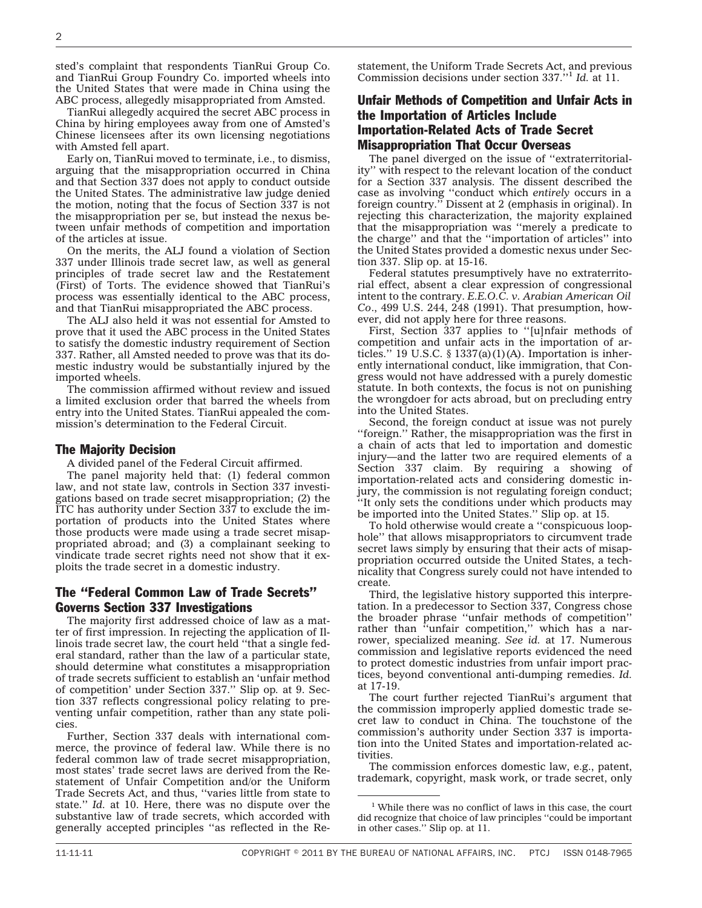sted's complaint that respondents TianRui Group Co. and TianRui Group Foundry Co. imported wheels into the United States that were made in China using the ABC process, allegedly misappropriated from Amsted.

TianRui allegedly acquired the secret ABC process in China by hiring employees away from one of Amsted's Chinese licensees after its own licensing negotiations with Amsted fell apart.

Early on, TianRui moved to terminate, i.e., to dismiss, arguing that the misappropriation occurred in China and that Section 337 does not apply to conduct outside the United States. The administrative law judge denied the motion, noting that the focus of Section 337 is not the misappropriation per se, but instead the nexus between unfair methods of competition and importation of the articles at issue.

On the merits, the ALJ found a violation of Section 337 under Illinois trade secret law, as well as general principles of trade secret law and the Restatement (First) of Torts. The evidence showed that TianRui's process was essentially identical to the ABC process, and that TianRui misappropriated the ABC process.

The ALJ also held it was not essential for Amsted to prove that it used the ABC process in the United States to satisfy the domestic industry requirement of Section 337. Rather, all Amsted needed to prove was that its domestic industry would be substantially injured by the imported wheels.

The commission affirmed without review and issued a limited exclusion order that barred the wheels from entry into the United States. TianRui appealed the commission's determination to the Federal Circuit.

## The Majority Decision

A divided panel of the Federal Circuit affirmed.

The panel majority held that: (1) federal common law, and not state law, controls in Section 337 investigations based on trade secret misappropriation; (2) the ITC has authority under Section 337 to exclude the importation of products into the United States where those products were made using a trade secret misappropriated abroad; and (3) a complainant seeking to vindicate trade secret rights need not show that it exploits the trade secret in a domestic industry.

## The ''Federal Common Law of Trade Secrets'' Governs Section 337 Investigations

The majority first addressed choice of law as a matter of first impression. In rejecting the application of Illinois trade secret law, the court held ''that a single federal standard, rather than the law of a particular state, should determine what constitutes a misappropriation of trade secrets sufficient to establish an 'unfair method of competition' under Section 337.'' Slip op. at 9. Section 337 reflects congressional policy relating to preventing unfair competition, rather than any state policies.

Further, Section 337 deals with international commerce, the province of federal law. While there is no federal common law of trade secret misappropriation, most states' trade secret laws are derived from the Restatement of Unfair Competition and/or the Uniform Trade Secrets Act, and thus, ''varies little from state to state.'' *Id.* at 10. Here, there was no dispute over the substantive law of trade secrets, which accorded with generally accepted principles ''as reflected in the Restatement, the Uniform Trade Secrets Act, and previous Commission decisions under section 337.''[1] *Id.* at 11.

## Unfair Methods of Competition and Unfair Acts in the Importation of Articles Include Importation-Related Acts of Trade Secret Misappropriation That Occur Overseas

The panel diverged on the issue of ''extraterritoriality'' with respect to the relevant location of the conduct for a Section 337 analysis. The dissent described the case as involving ''conduct which *entirely* occurs in a foreign country.'' Dissent at 2 (emphasis in original). In rejecting this characterization, the majority explained that the misappropriation was ''merely a predicate to the charge'' and that the ''importation of articles'' into the United States provided a domestic nexus under Section 337. Slip op. at 15-16.

Federal statutes presumptively have no extraterritorial effect, absent a clear expression of congressional intent to the contrary. *E.E.O.C. v. Arabian American Oil Co*., 499 U.S. 244, 248 (1991). That presumption, however, did not apply here for three reasons.

First, Section 337 applies to ''[u]nfair methods of competition and unfair acts in the importation of articles.'' 19 U.S.C. § 1337(a)(1)(A). Importation is inherently international conduct, like immigration, that Congress would not have addressed with a purely domestic statute. In both contexts, the focus is not on punishing the wrongdoer for acts abroad, but on precluding entry into the United States.

Second, the foreign conduct at issue was not purely ''foreign.'' Rather, the misappropriation was the first in a chain of acts that led to importation and domestic injury—and the latter two are required elements of a Section 337 claim. By requiring a showing of importation-related acts and considering domestic injury, the commission is not regulating foreign conduct; ''It only sets the conditions under which products may be imported into the United States.'' Slip op. at 15.

To hold otherwise would create a ''conspicuous loophole'' that allows misappropriators to circumvent trade secret laws simply by ensuring that their acts of misappropriation occurred outside the United States, a technicality that Congress surely could not have intended to create.

Third, the legislative history supported this interpretation. In a predecessor to Section 337, Congress chose the broader phrase ''unfair methods of competition'' rather than ''unfair competition,'' which has a narrower, specialized meaning. *See id.* at 17. Numerous commission and legislative reports evidenced the need to protect domestic industries from unfair import practices, beyond conventional anti-dumping remedies. *Id.* at 17-19.

The court further rejected TianRui's argument that the commission improperly applied domestic trade secret law to conduct in China. The touchstone of the commission's authority under Section 337 is importation into the United States and importation-related activities.

The commission enforces domestic law, e.g., patent, trademark, copyright, mask work, or trade secret, only

---

[1] While there was no conflict of laws in this case, the court did recognize that choice of law principles ''could be important in other cases.'' Slip op. at 11.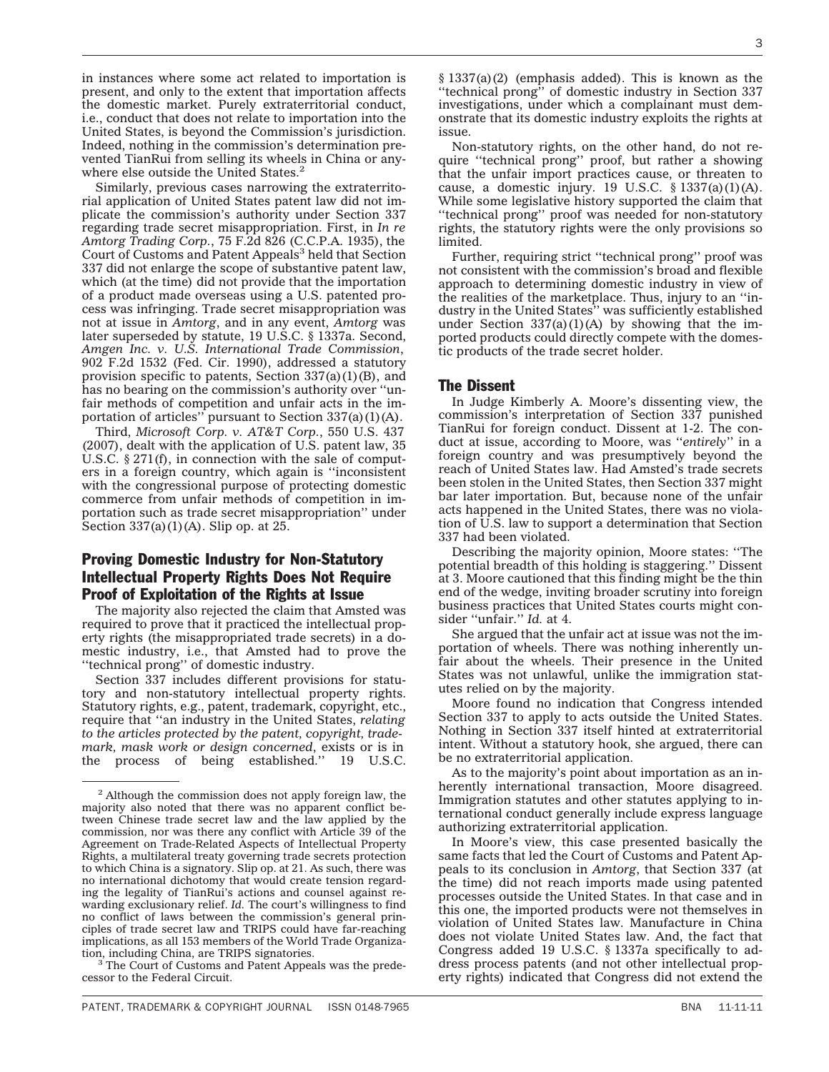in instances where some act related to importation is present, and only to the extent that importation affects the domestic market. Purely extraterritorial conduct, i.e., conduct that does not relate to importation into the United States, is beyond the Commission's jurisdiction. Indeed, nothing in the commission's determination prevented TianRui from selling its wheels in China or anywhere else outside the United States.[2]

Similarly, previous cases narrowing the extraterritorial application of United States patent law did not implicate the commission's authority under Section 337 regarding trade secret misappropriation. First, in *In re Amtorg Trading Corp.*, 75 F.2d 826 (C.C.P.A. 1935), the Court of Customs and Patent Appeals[3] held that Section 337 did not enlarge the scope of substantive patent law, which (at the time) did not provide that the importation of a product made overseas using a U.S. patented process was infringing. Trade secret misappropriation was not at issue in *Amtorg*, and in any event, *Amtorg* was later superseded by statute, 19 U.S.C. § 1337a. Second, *Amgen Inc. v. U.S. International Trade Commission*, 902 F.2d 1532 (Fed. Cir. 1990), addressed a statutory provision specific to patents, Section 337(a)(1)(B), and has no bearing on the commission's authority over ''unfair methods of competition and unfair acts in the importation of articles'' pursuant to Section 337(a)(1)(A).

Third, *Microsoft Corp. v. AT&T Corp.*, 550 U.S. 437 (2007), dealt with the application of U.S. patent law, 35 U.S.C. § 271(f), in connection with the sale of computers in a foreign country, which again is ''inconsistent with the congressional purpose of protecting domestic commerce from unfair methods of competition in importation such as trade secret misappropriation'' under Section 337(a)(1)(A). Slip op. at 25.

## Proving Domestic Industry for Non-Statutory Intellectual Property Rights Does Not Require Proof of Exploitation of the Rights at Issue

The majority also rejected the claim that Amsted was required to prove that it practiced the intellectual property rights (the misappropriated trade secrets) in a domestic industry, i.e., that Amsted had to prove the ''technical prong'' of domestic industry.

Section 337 includes different provisions for statutory and non-statutory intellectual property rights. Statutory rights, e.g., patent, trademark, copyright, etc., require that ''an industry in the United States, *relating to the articles protected by the patent, copyright, trademark, mask work or design concerned*, exists or is in the process of being established.'' 19 U.S.C. § 1337(a)(2) (emphasis added). This is known as the ''technical prong'' of domestic industry in Section 337 investigations, under which a complainant must demonstrate that its domestic industry exploits the rights at issue.

Non-statutory rights, on the other hand, do not require ''technical prong'' proof, but rather a showing that the unfair import practices cause, or threaten to cause, a domestic injury. 19 U.S.C. § 1337(a)(1)(A). While some legislative history supported the claim that ''technical prong'' proof was needed for non-statutory rights, the statutory rights were the only provisions so limited.

Further, requiring strict ''technical prong'' proof was not consistent with the commission's broad and flexible approach to determining domestic industry in view of the realities of the marketplace. Thus, injury to an ''industry in the United States'' was sufficiently established under Section 337(a)(1)(A) by showing that the imported products could directly compete with the domestic products of the trade secret holder.

## The Dissent

In Judge Kimberly A. Moore's dissenting view, the commission's interpretation of Section 337 punished TianRui for foreign conduct. Dissent at 1-2. The conduct at issue, according to Moore, was ''*entirely*'' in a foreign country and was presumptively beyond the reach of United States law. Had Amsted's trade secrets been stolen in the United States, then Section 337 might bar later importation. But, because none of the unfair acts happened in the United States, there was no violation of U.S. law to support a determination that Section 337 had been violated.

Describing the majority opinion, Moore states: ''The potential breadth of this holding is staggering.'' Dissent at 3. Moore cautioned that this finding might be the thin end of the wedge, inviting broader scrutiny into foreign business practices that United States courts might consider ''unfair.'' *Id.* at 4.

She argued that the unfair act at issue was not the importation of wheels. There was nothing inherently unfair about the wheels. Their presence in the United States was not unlawful, unlike the immigration statutes relied on by the majority.

Moore found no indication that Congress intended Section 337 to apply to acts outside the United States. Nothing in Section 337 itself hinted at extraterritorial intent. Without a statutory hook, she argued, there can be no extraterritorial application.

As to the majority's point about importation as an inherently international transaction, Moore disagreed. Immigration statutes and other statutes applying to international conduct generally include express language authorizing extraterritorial application.

In Moore's view, this case presented basically the same facts that led the Court of Customs and Patent Appeals to its conclusion in *Amtorg*, that Section 337 (at the time) did not reach imports made using patented processes outside the United States. In that case and in this one, the imported products were not themselves in violation of United States law. Manufacture in China does not violate United States law. And, the fact that Congress added 19 U.S.C. § 1337a specifically to address process patents (and not other intellectual property rights) indicated that Congress did not extend the

---

[2] Although the commission does not apply foreign law, the majority also noted that there was no apparent conflict between Chinese trade secret law and the law applied by the commission, nor was there any conflict with Article 39 of the Agreement on Trade-Related Aspects of Intellectual Property Rights, a multilateral treaty governing trade secrets protection to which China is a signatory. Slip op. at 21. As such, there was no international dichotomy that would create tension regarding the legality of TianRui's actions and counsel against rewarding exclusionary relief. *Id.* The court's willingness to find no conflict of laws between the commission's general principles of trade secret law and TRIPS could have far-reaching implications, as all 153 members of the World Trade Organization, including China, are TRIPS signatories.

[3] The Court of Customs and Patent Appeals was the predecessor to the Federal Circuit.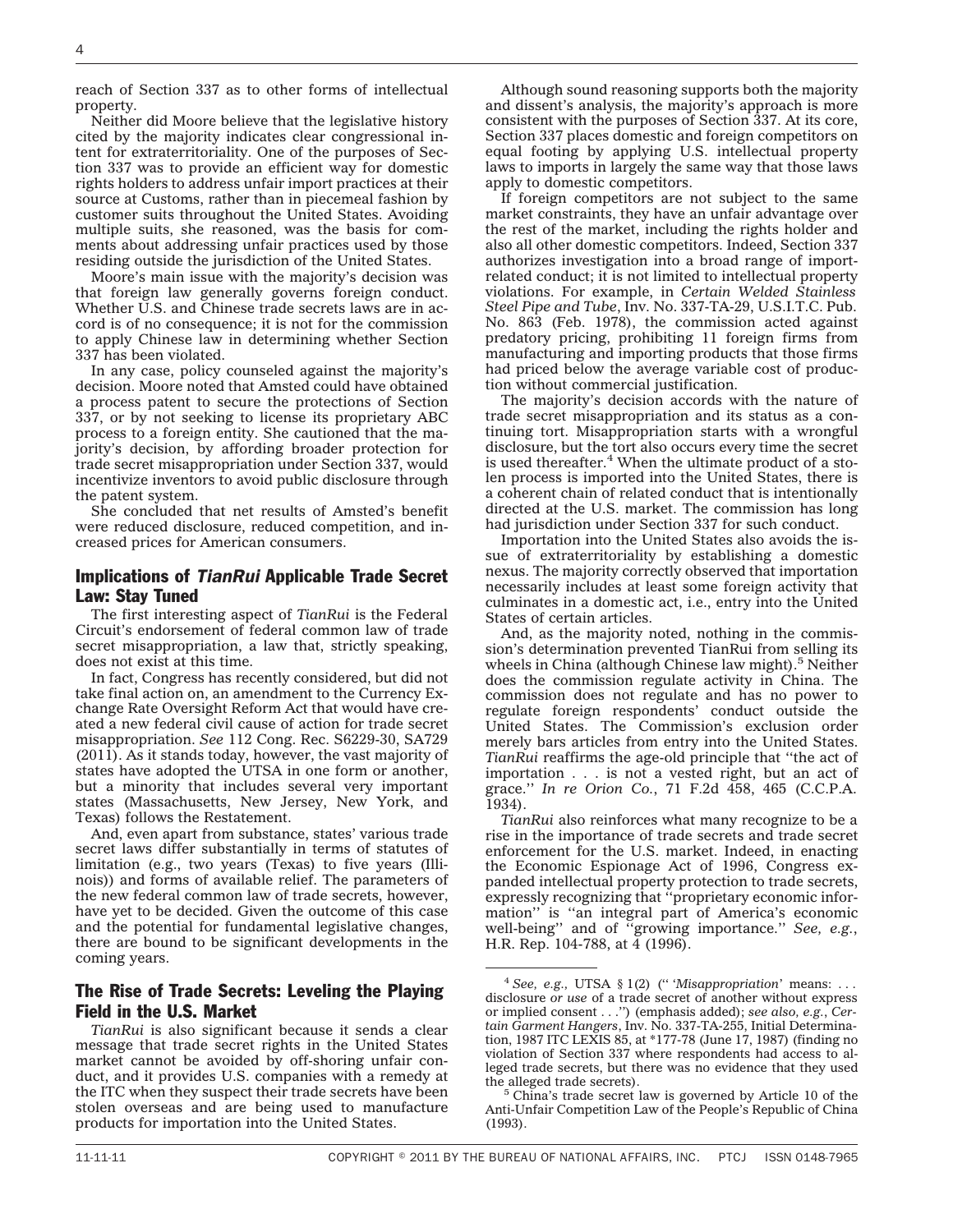reach of Section 337 as to other forms of intellectual property.

Neither did Moore believe that the legislative history cited by the majority indicates clear congressional intent for extraterritoriality. One of the purposes of Section 337 was to provide an efficient way for domestic rights holders to address unfair import practices at their source at Customs, rather than in piecemeal fashion by customer suits throughout the United States. Avoiding multiple suits, she reasoned, was the basis for comments about addressing unfair practices used by those residing outside the jurisdiction of the United States.

Moore's main issue with the majority's decision was that foreign law generally governs foreign conduct. Whether U.S. and Chinese trade secrets laws are in accord is of no consequence; it is not for the commission to apply Chinese law in determining whether Section 337 has been violated.

In any case, policy counseled against the majority's decision. Moore noted that Amsted could have obtained a process patent to secure the protections of Section 337, or by not seeking to license its proprietary ABC process to a foreign entity. She cautioned that the majority's decision, by affording broader protection for trade secret misappropriation under Section 337, would incentivize inventors to avoid public disclosure through the patent system.

She concluded that net results of Amsted's benefit were reduced disclosure, reduced competition, and increased prices for American consumers.

## Implications of *TianRui* Applicable Trade Secret Law: Stay Tuned

The first interesting aspect of *TianRui* is the Federal Circuit's endorsement of federal common law of trade secret misappropriation, a law that, strictly speaking, does not exist at this time.

In fact, Congress has recently considered, but did not take final action on, an amendment to the Currency Exchange Rate Oversight Reform Act that would have created a new federal civil cause of action for trade secret misappropriation. *See* 112 Cong. Rec. S6229-30, SA729 (2011). As it stands today, however, the vast majority of states have adopted the UTSA in one form or another, but a minority that includes several very important states (Massachusetts, New Jersey, New York, and Texas) follows the Restatement.

And, even apart from substance, states' various trade secret laws differ substantially in terms of statutes of limitation (e.g., two years (Texas) to five years (Illinois)) and forms of available relief. The parameters of the new federal common law of trade secrets, however, have yet to be decided. Given the outcome of this case and the potential for fundamental legislative changes, there are bound to be significant developments in the coming years.

## The Rise of Trade Secrets: Leveling the Playing Field in the U.S. Market

*TianRui* is also significant because it sends a clear message that trade secret rights in the United States market cannot be avoided by off-shoring unfair conduct, and it provides U.S. companies with a remedy at the ITC when they suspect their trade secrets have been stolen overseas and are being used to manufacture products for importation into the United States.

Although sound reasoning supports both the majority and dissent's analysis, the majority's approach is more consistent with the purposes of Section 337. At its core, Section 337 places domestic and foreign competitors on equal footing by applying U.S. intellectual property laws to imports in largely the same way that those laws apply to domestic competitors.

If foreign competitors are not subject to the same market constraints, they have an unfair advantage over the rest of the market, including the rights holder and also all other domestic competitors. Indeed, Section 337 authorizes investigation into a broad range of import-related conduct; it is not limited to intellectual property violations. For example, in *Certain Welded Stainless Steel Pipe and Tube*, Inv. No. 337-TA-29, U.S.I.T.C. Pub. No. 863 (Feb. 1978), the commission acted against predatory pricing, prohibiting 11 foreign firms from manufacturing and importing products that those firms had priced below the average variable cost of production without commercial justification.

The majority's decision accords with the nature of trade secret misappropriation and its status as a continuing tort. Misappropriation starts with a wrongful disclosure, but the tort also occurs every time the secret is used thereafter.[4] When the ultimate product of a stolen process is imported into the United States, there is a coherent chain of related conduct that is intentionally directed at the U.S. market. The commission has long had jurisdiction under Section 337 for such conduct.

Importation into the United States also avoids the issue of extraterritoriality by establishing a domestic nexus. The majority correctly observed that importation necessarily includes at least some foreign activity that culminates in a domestic act, i.e., entry into the United States of certain articles.

And, as the majority noted, nothing in the commission's determination prevented TianRui from selling its wheels in China (although Chinese law might).[5] Neither does the commission regulate activity in China. The commission does not regulate and has no power to regulate foreign respondents' conduct outside the United States. The Commission's exclusion order merely bars articles from entry into the United States. *TianRui* reaffirms the age-old principle that "the act of importation . . . is not a vested right, but an act of grace." *In re Orion Co.*, 71 F.2d 458, 465 (C.C.P.A. 1934).

*TianRui* also reinforces what many recognize to be a rise in the importance of trade secrets and trade secret enforcement for the U.S. market. Indeed, in enacting the Economic Espionage Act of 1996, Congress expanded intellectual property protection to trade secrets, expressly recognizing that "proprietary economic information" is "an integral part of America's economic well-being" and of "growing importance." *See, e.g.*, H.R. Rep. 104-788, at 4 (1996).

---

[4] *See, e.g.*, UTSA § 1(2) ("'*Misappropriation*' means: . . . disclosure *or use* of a trade secret of another without express or implied consent . . .") (emphasis added); *see also, e.g.*, *Certain Garment Hangers*, Inv. No. 337-TA-255, Initial Determination, 1987 ITC LEXIS 85, at *177-78 (June 17, 1987) (finding no violation of Section 337 where respondents had access to alleged trade secrets, but there was no evidence that they used the alleged trade secrets).

[5] China's trade secret law is governed by Article 10 of the Anti-Unfair Competition Law of the People's Republic of China (1993).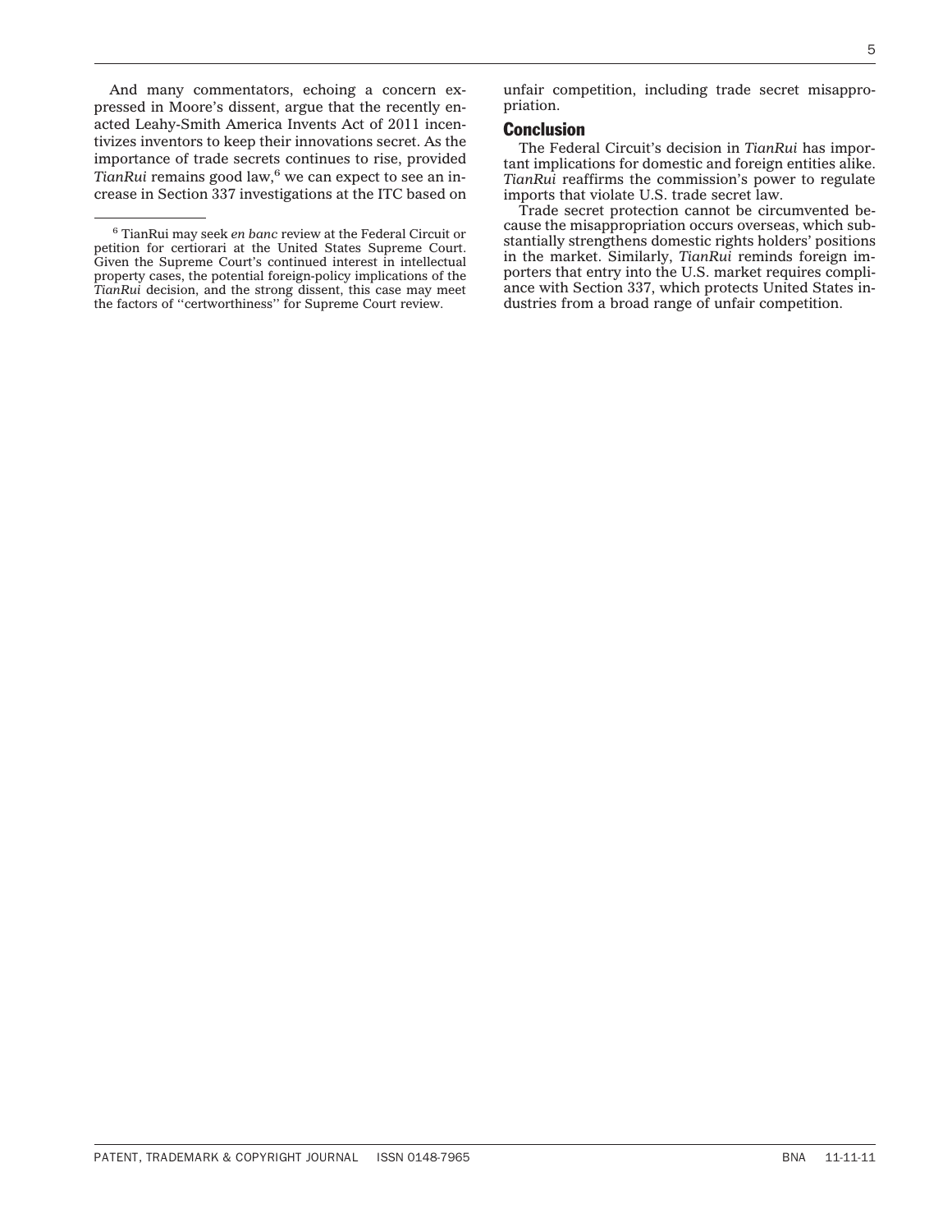And many commentators, echoing a concern expressed in Moore's dissent, argue that the recently enacted Leahy-Smith America Invents Act of 2011 incentivizes inventors to keep their innovations secret. As the importance of trade secrets continues to rise, provided *TianRui* remains good law,[6] we can expect to see an increase in Section 337 investigations at the ITC based on unfair competition, including trade secret misappropriation.

## Conclusion

The Federal Circuit's decision in *TianRui* has important implications for domestic and foreign entities alike. *TianRui* reaffirms the commission's power to regulate imports that violate U.S. trade secret law.

Trade secret protection cannot be circumvented because the misappropriation occurs overseas, which substantially strengthens domestic rights holders' positions in the market. Similarly, *TianRui* reminds foreign importers that entry into the U.S. market requires compliance with Section 337, which protects United States industries from a broad range of unfair competition.

---

[6] TianRui may seek *en banc* review at the Federal Circuit or petition for certiorari at the United States Supreme Court. Given the Supreme Court's continued interest in intellectual property cases, the potential foreign-policy implications of the *TianRui* decision, and the strong dissent, this case may meet the factors of ''certworthiness'' for Supreme Court review.